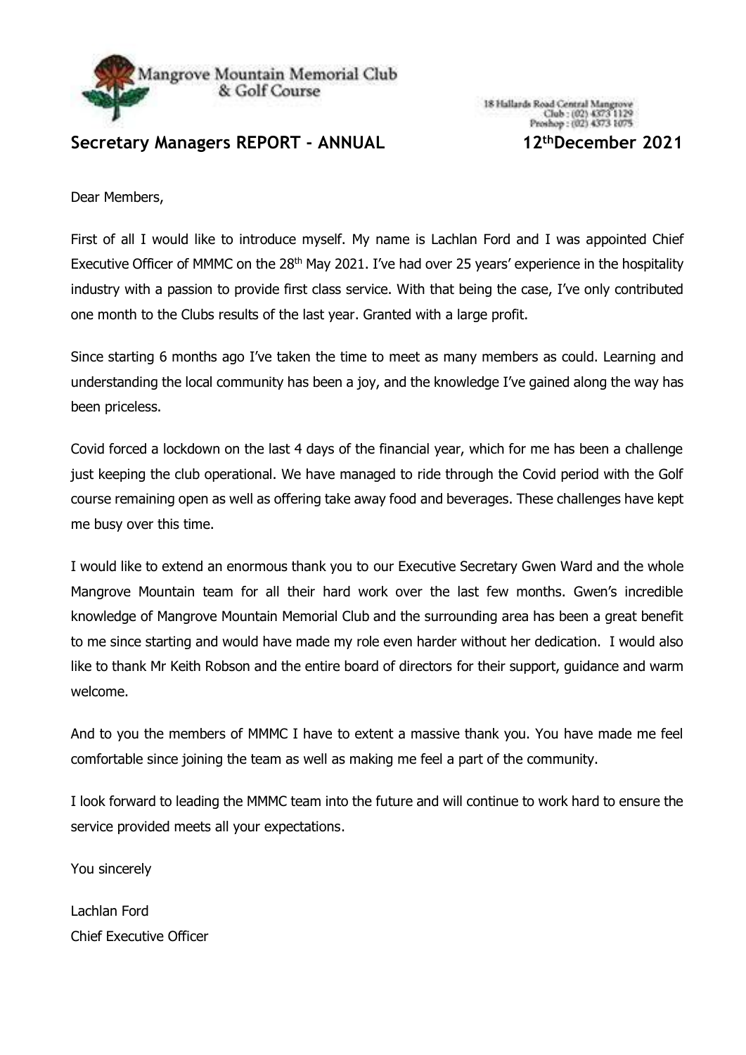Mangrove Mountain Memorial Club
& Golf Course

18 Hallards Road Central Mangrove
Club : (02) 4373 1129
Proshop : (02) 4373 1075

## Secretary Managers REPORT - ANNUAL 12th December 2021

Dear Members,

First of all I would like to introduce myself. My name is Lachlan Ford and I was appointed Chief Executive Officer of MMMC on the 28th May 2021. I've had over 25 years' experience in the hospitality industry with a passion to provide first class service. With that being the case, I've only contributed one month to the Clubs results of the last year. Granted with a large profit.

Since starting 6 months ago I've taken the time to meet as many members as could. Learning and understanding the local community has been a joy, and the knowledge I've gained along the way has been priceless.

Covid forced a lockdown on the last 4 days of the financial year, which for me has been a challenge just keeping the club operational. We have managed to ride through the Covid period with the Golf course remaining open as well as offering take away food and beverages. These challenges have kept me busy over this time.

I would like to extend an enormous thank you to our Executive Secretary Gwen Ward and the whole Mangrove Mountain team for all their hard work over the last few months. Gwen's incredible knowledge of Mangrove Mountain Memorial Club and the surrounding area has been a great benefit to me since starting and would have made my role even harder without her dedication. I would also like to thank Mr Keith Robson and the entire board of directors for their support, guidance and warm welcome.

And to you the members of MMMC I have to extent a massive thank you. You have made me feel comfortable since joining the team as well as making me feel a part of the community.

I look forward to leading the MMMC team into the future and will continue to work hard to ensure the service provided meets all your expectations.

You sincerely

Lachlan Ford
Chief Executive Officer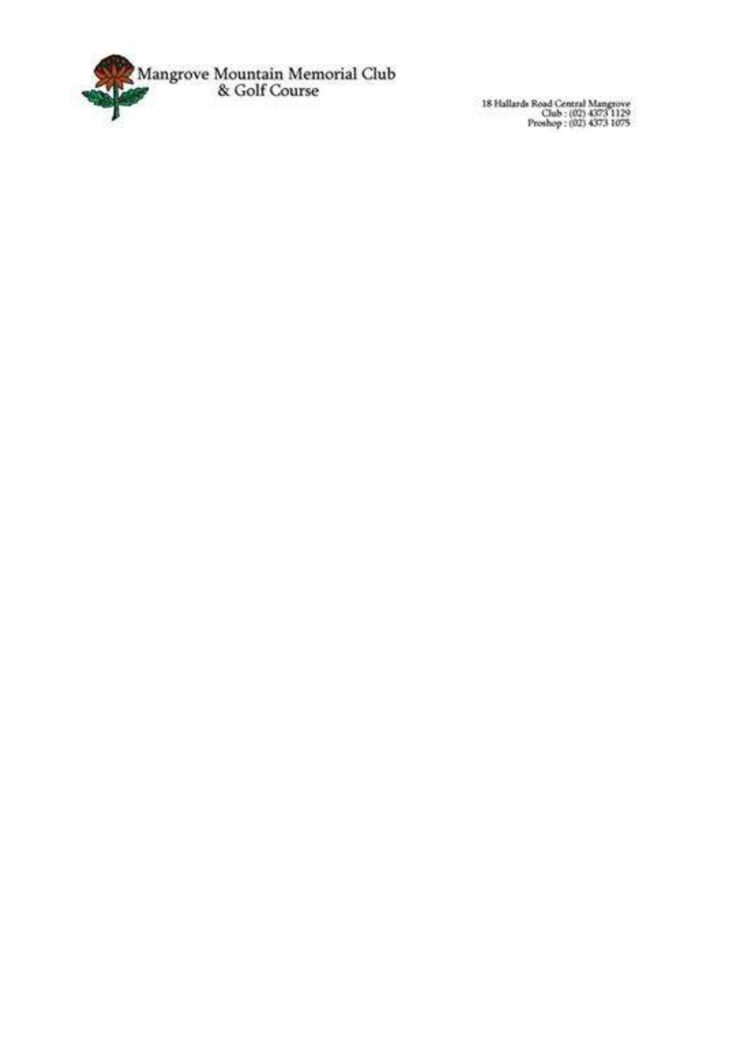Mangrove Mountain Memorial Club
& Golf Course

18 Hallards Road Central Mangrove
Club : (02) 4373 1129
Proshop : (02) 4373 1075